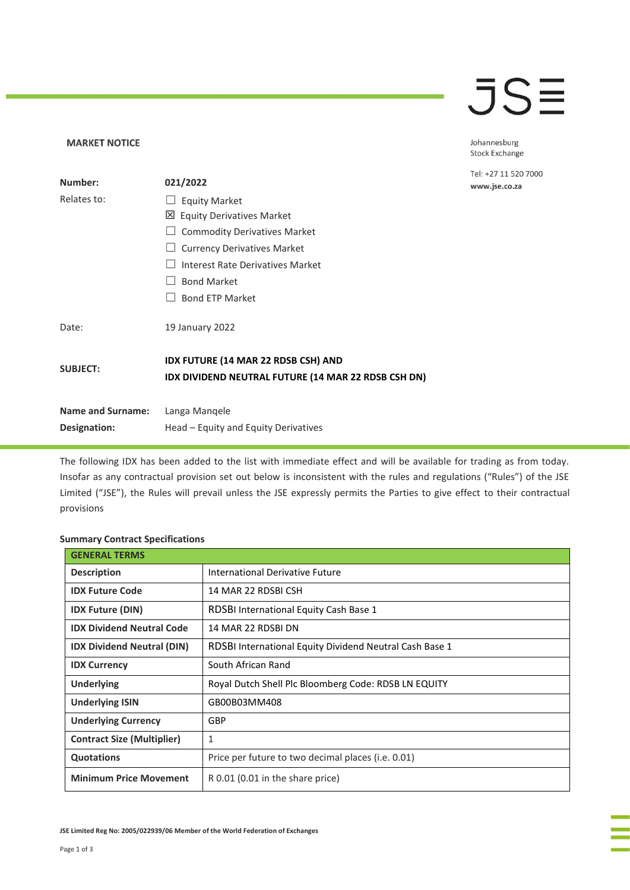JSE

Johannesburg Stock Exchange

Tel: +27 11 520 7000
www.jse.co.za

**MARKET NOTICE**

| | |
|---|---|
| **Number:** | **021/2022** |
| Relates to: | ☐ Equity Market<br>☒ Equity Derivatives Market<br>☐ Commodity Derivatives Market<br>☐ Currency Derivatives Market<br>☐ Interest Rate Derivatives Market<br>☐ Bond Market<br>☐ Bond ETP Market |
| Date: | 19 January 2022 |
| **SUBJECT:** | **IDX FUTURE (14 MAR 22 RDSB CSH) AND IDX DIVIDEND NEUTRAL FUTURE (14 MAR 22 RDSB CSH DN)** |
| **Name and Surname:** | Langa Manqele |
| **Designation:** | Head – Equity and Equity Derivatives |

The following IDX has been added to the list with immediate effect and will be available for trading as from today. Insofar as any contractual provision set out below is inconsistent with the rules and regulations ("Rules") of the JSE Limited ("JSE"), the Rules will prevail unless the JSE expressly permits the Parties to give effect to their contractual provisions

**Summary Contract Specifications**

| **GENERAL TERMS** | |
|---|---|
| **Description** | International Derivative Future |
| **IDX Future Code** | 14 MAR 22 RDSBI CSH |
| **IDX Future (DIN)** | RDSBI International Equity Cash Base 1 |
| **IDX Dividend Neutral Code** | 14 MAR 22 RDSBI DN |
| **IDX Dividend Neutral (DIN)** | RDSBI International Equity Dividend Neutral Cash Base 1 |
| **IDX Currency** | South African Rand |
| **Underlying** | Royal Dutch Shell Plc Bloomberg Code: RDSB LN EQUITY |
| **Underlying ISIN** | GB00B03MM408 |
| **Underlying Currency** | GBP |
| **Contract Size (Multiplier)** | 1 |
| **Quotations** | Price per future to two decimal places (i.e. 0.01) |
| **Minimum Price Movement** | R 0.01 (0.01 in the share price) |

JSE Limited Reg No: 2005/022939/06 Member of the World Federation of Exchanges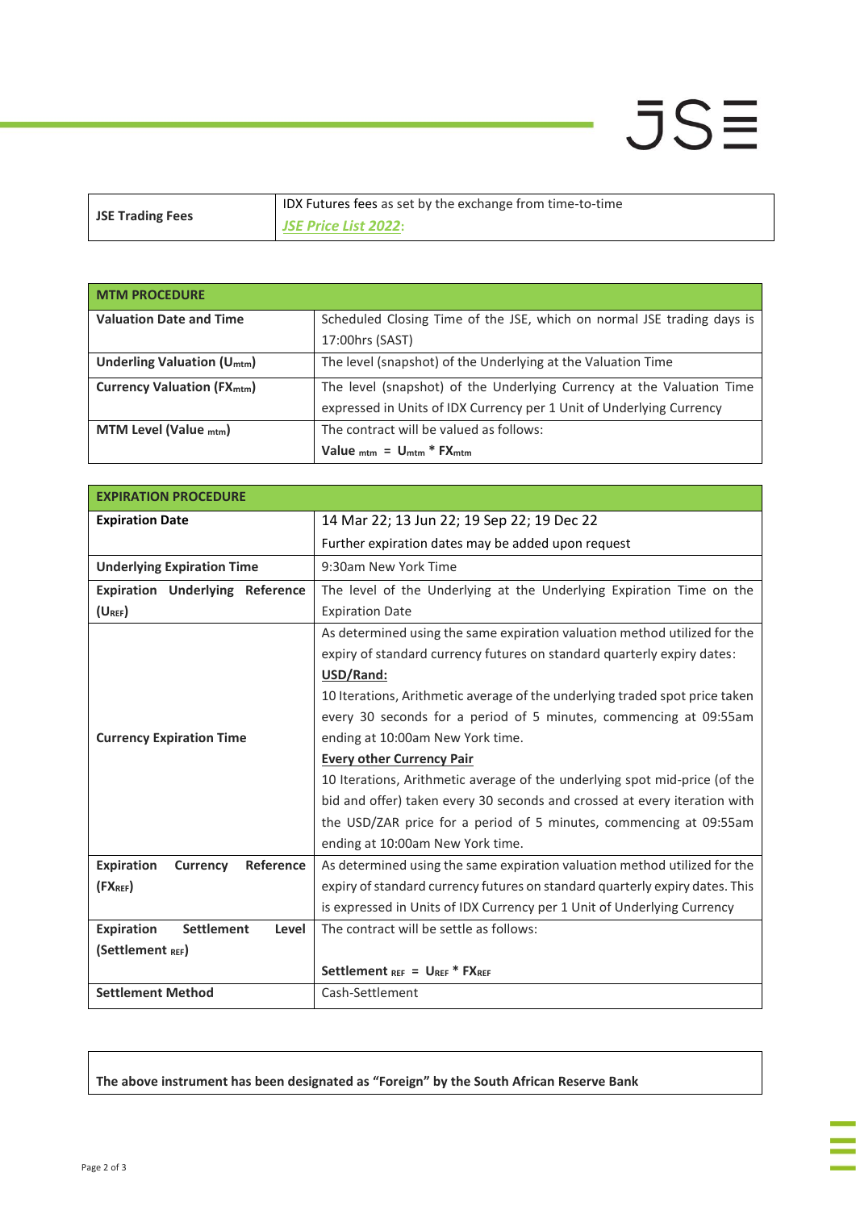| **JSE Trading Fees** | IDX Futures fees as set by the exchange from time-to-time *JSE Price List 2022*: |
|---|---|

| **MTM PROCEDURE** | |
|---|---|
| **Valuation Date and Time** | Scheduled Closing Time of the JSE, which on normal JSE trading days is 17:00hrs (SAST) |
| **Underling Valuation ($U_{mtm}$)** | The level (snapshot) of the Underlying at the Valuation Time |
| **Currency Valuation ($FX_{mtm}$)** | The level (snapshot) of the Underlying Currency at the Valuation Time expressed in Units of IDX Currency per 1 Unit of Underlying Currency |
| **MTM Level (Value $_{mtm}$)** | The contract will be valued as follows: **$Value_{mtm} = U_{mtm} * FX_{mtm}$** |

| **EXPIRATION PROCEDURE** | |
|---|---|
| **Expiration Date** | 14 Mar 22; 13 Jun 22; 19 Sep 22; 19 Dec 22<br>Further expiration dates may be added upon request |
| **Underlying Expiration Time** | 9:30am New York Time |
| **Expiration Underlying Reference ($U_{REF}$)** | The level of the Underlying at the Underlying Expiration Time on the Expiration Date |
| **Currency Expiration Time** | As determined using the same expiration valuation method utilized for the expiry of standard currency futures on standard quarterly expiry dates:<br>**USD/Rand:**<br>10 Iterations, Arithmetic average of the underlying traded spot price taken every 30 seconds for a period of 5 minutes, commencing at 09:55am ending at 10:00am New York time.<br>**Every other Currency Pair**<br>10 Iterations, Arithmetic average of the underlying spot mid-price (of the bid and offer) taken every 30 seconds and crossed at every iteration with the USD/ZAR price for a period of 5 minutes, commencing at 09:55am ending at 10:00am New York time. |
| **Expiration Currency Reference ($FX_{REF}$)** | As determined using the same expiration valuation method utilized for the expiry of standard currency futures on standard quarterly expiry dates. This is expressed in Units of IDX Currency per 1 Unit of Underlying Currency |
| **Expiration Settlement Level (Settlement $_{REF}$)** | The contract will be settle as follows:<br>**$Settlement_{REF} = U_{REF} * FX_{REF}$** |
| **Settlement Method** | Cash-Settlement |

**The above instrument has been designated as "Foreign" by the South African Reserve Bank**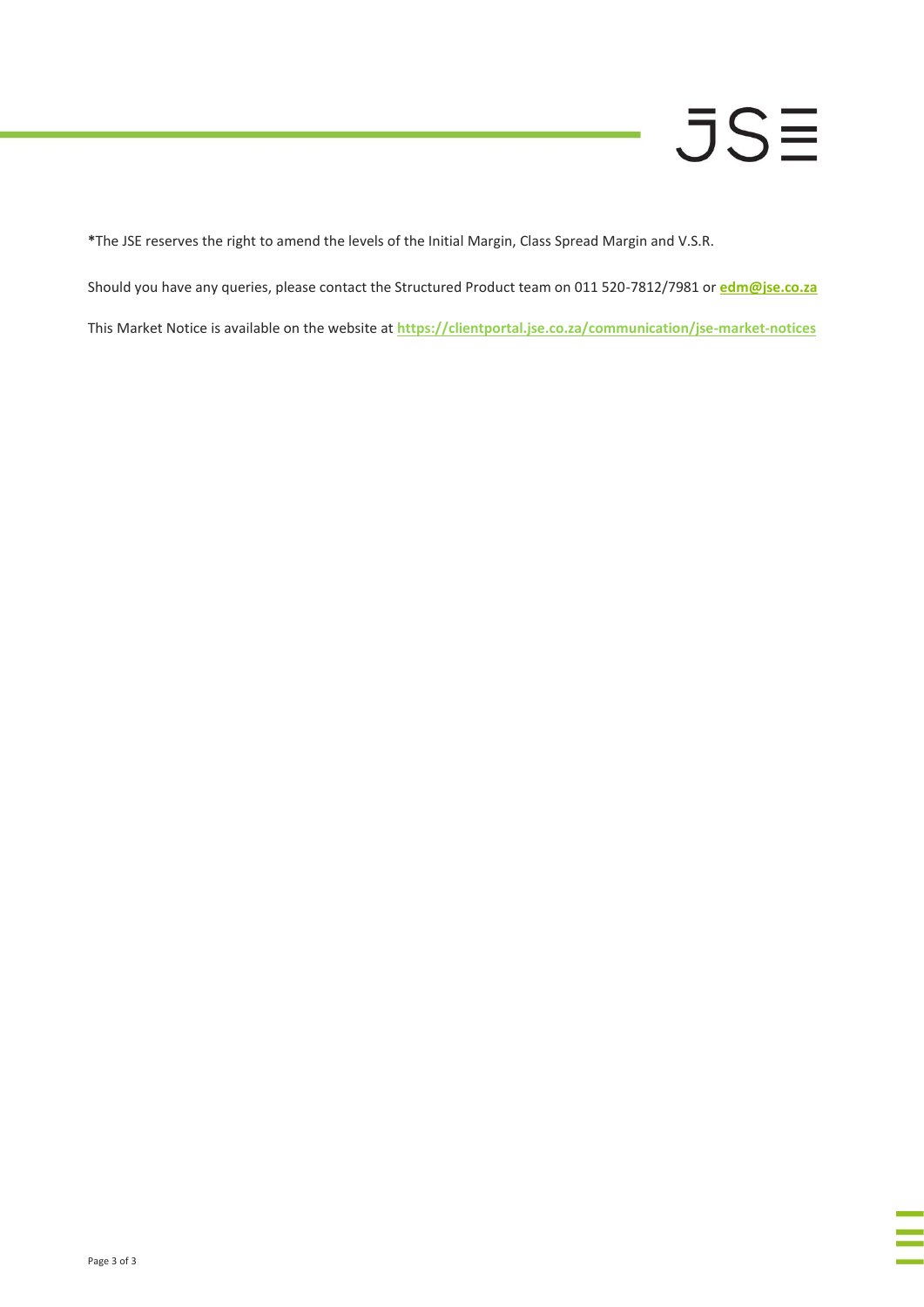*The JSE reserves the right to amend the levels of the Initial Margin, Class Spread Margin and V.S.R.

Should you have any queries, please contact the Structured Product team on 011 520-7812/7981 or **edm@jse.co.za**

This Market Notice is available on the website at **https://clientportal.jse.co.za/communication/jse-market-notices**